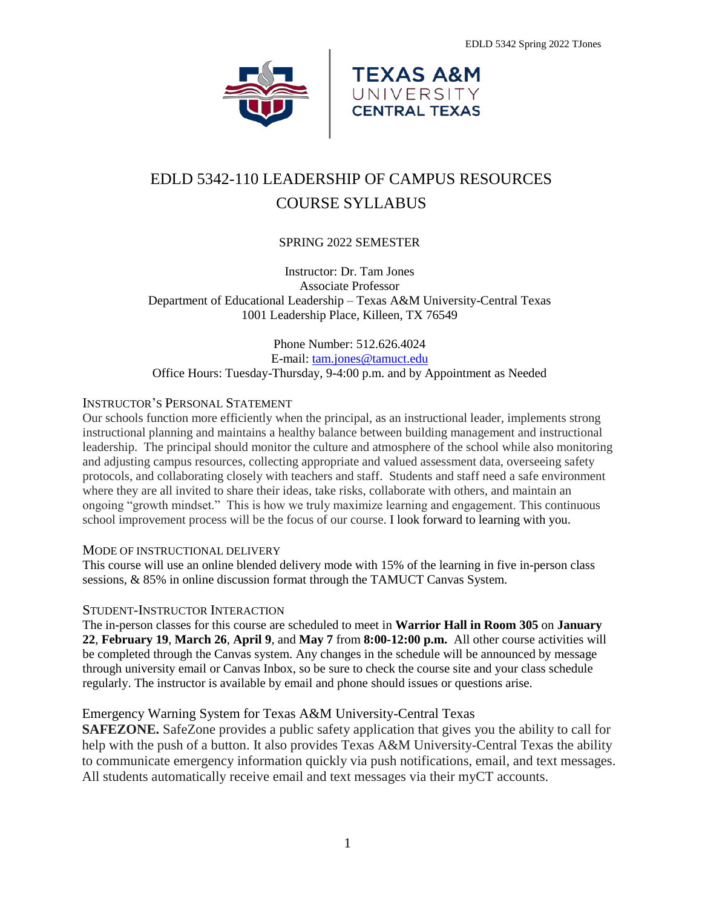# EDLD 5342-110 LEADERSHIP OF CAMPUS RESOURCES COURSE SYLLABUS

SPRING 2022 SEMESTER

Instructor: Dr. Tam Jones
Associate Professor
Department of Educational Leadership – Texas A&M University-Central Texas
1001 Leadership Place, Killeen, TX 76549

Phone Number: 512.626.4024
E-mail: tam.jones@tamuct.edu
Office Hours: Tuesday-Thursday, 9-4:00 p.m. and by Appointment as Needed

## INSTRUCTOR'S PERSONAL STATEMENT

Our schools function more efficiently when the principal, as an instructional leader, implements strong instructional planning and maintains a healthy balance between building management and instructional leadership. The principal should monitor the culture and atmosphere of the school while also monitoring and adjusting campus resources, collecting appropriate and valued assessment data, overseeing safety protocols, and collaborating closely with teachers and staff. Students and staff need a safe environment where they are all invited to share their ideas, take risks, collaborate with others, and maintain an ongoing "growth mindset." This is how we truly maximize learning and engagement. This continuous school improvement process will be the focus of our course. I look forward to learning with you.

## MODE OF INSTRUCTIONAL DELIVERY

This course will use an online blended delivery mode with 15% of the learning in five in-person class sessions, & 85% in online discussion format through the TAMUCT Canvas System.

## STUDENT-INSTRUCTOR INTERACTION

The in-person classes for this course are scheduled to meet in **Warrior Hall in Room 305** on **January 22**, **February 19**, **March 26**, **April 9**, and **May 7** from **8:00-12:00 p.m.** All other course activities will be completed through the Canvas system. Any changes in the schedule will be announced by message through university email or Canvas Inbox, so be sure to check the course site and your class schedule regularly. The instructor is available by email and phone should issues or questions arise.

## Emergency Warning System for Texas A&M University-Central Texas

**SAFEZONE.** SafeZone provides a public safety application that gives you the ability to call for help with the push of a button. It also provides Texas A&M University-Central Texas the ability to communicate emergency information quickly via push notifications, email, and text messages. All students automatically receive email and text messages via their myCT accounts.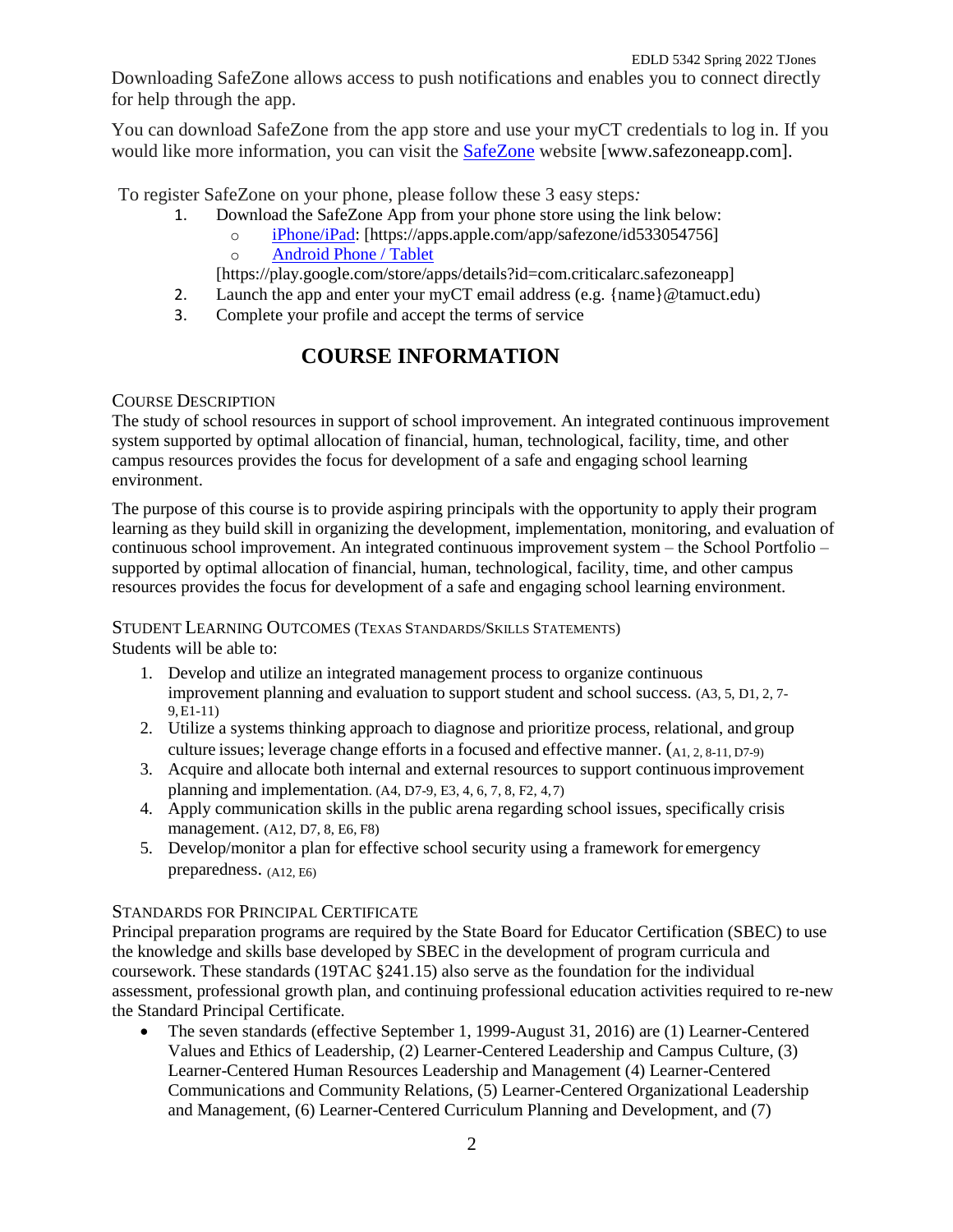Downloading SafeZone allows access to push notifications and enables you to connect directly for help through the app.

You can download SafeZone from the app store and use your myCT credentials to log in. If you would like more information, you can visit the [SafeZone](www.safezoneapp.com) website [www.safezoneapp.com].

To register SafeZone on your phone, please follow these 3 easy steps*:*

1. Download the SafeZone App from your phone store using the link below:
   - iPhone/iPad: [https://apps.apple.com/app/safezone/id533054756]
   - Android Phone / Tablet

   [https://play.google.com/store/apps/details?id=com.criticalarc.safezoneapp]
2. Launch the app and enter your myCT email address (e.g. {name}@tamuct.edu)
3. Complete your profile and accept the terms of service

# COURSE INFORMATION

## Course Description

The study of school resources in support of school improvement. An integrated continuous improvement system supported by optimal allocation of financial, human, technological, facility, time, and other campus resources provides the focus for development of a safe and engaging school learning environment.

The purpose of this course is to provide aspiring principals with the opportunity to apply their program learning as they build skill in organizing the development, implementation, monitoring, and evaluation of continuous school improvement. An integrated continuous improvement system – the School Portfolio – supported by optimal allocation of financial, human, technological, facility, time, and other campus resources provides the focus for development of a safe and engaging school learning environment.

## Student Learning Outcomes (Texas Standards/Skills Statements)

Students will be able to:

1. Develop and utilize an integrated management process to organize continuous improvement planning and evaluation to support student and school success. (A3, 5, D1, 2, 7-9, E1-11)
2. Utilize a systems thinking approach to diagnose and prioritize process, relational, and group culture issues; leverage change efforts in a focused and effective manner. (A1, 2, 8-11, D7-9)
3. Acquire and allocate both internal and external resources to support continuous improvement planning and implementation. (A4, D7-9, E3, 4, 6, 7, 8, F2, 4, 7)
4. Apply communication skills in the public arena regarding school issues, specifically crisis management. (A12, D7, 8, E6, F8)
5. Develop/monitor a plan for effective school security using a framework for emergency preparedness. (A12, E6)

## Standards for Principal Certificate

Principal preparation programs are required by the State Board for Educator Certification (SBEC) to use the knowledge and skills base developed by SBEC in the development of program curricula and coursework. These standards (19TAC §241.15) also serve as the foundation for the individual assessment, professional growth plan, and continuing professional education activities required to re-new the Standard Principal Certificate.

- The seven standards (effective September 1, 1999-August 31, 2016) are (1) Learner-Centered Values and Ethics of Leadership, (2) Learner-Centered Leadership and Campus Culture, (3) Learner-Centered Human Resources Leadership and Management (4) Learner-Centered Communications and Community Relations, (5) Learner-Centered Organizational Leadership and Management, (6) Learner-Centered Curriculum Planning and Development, and (7)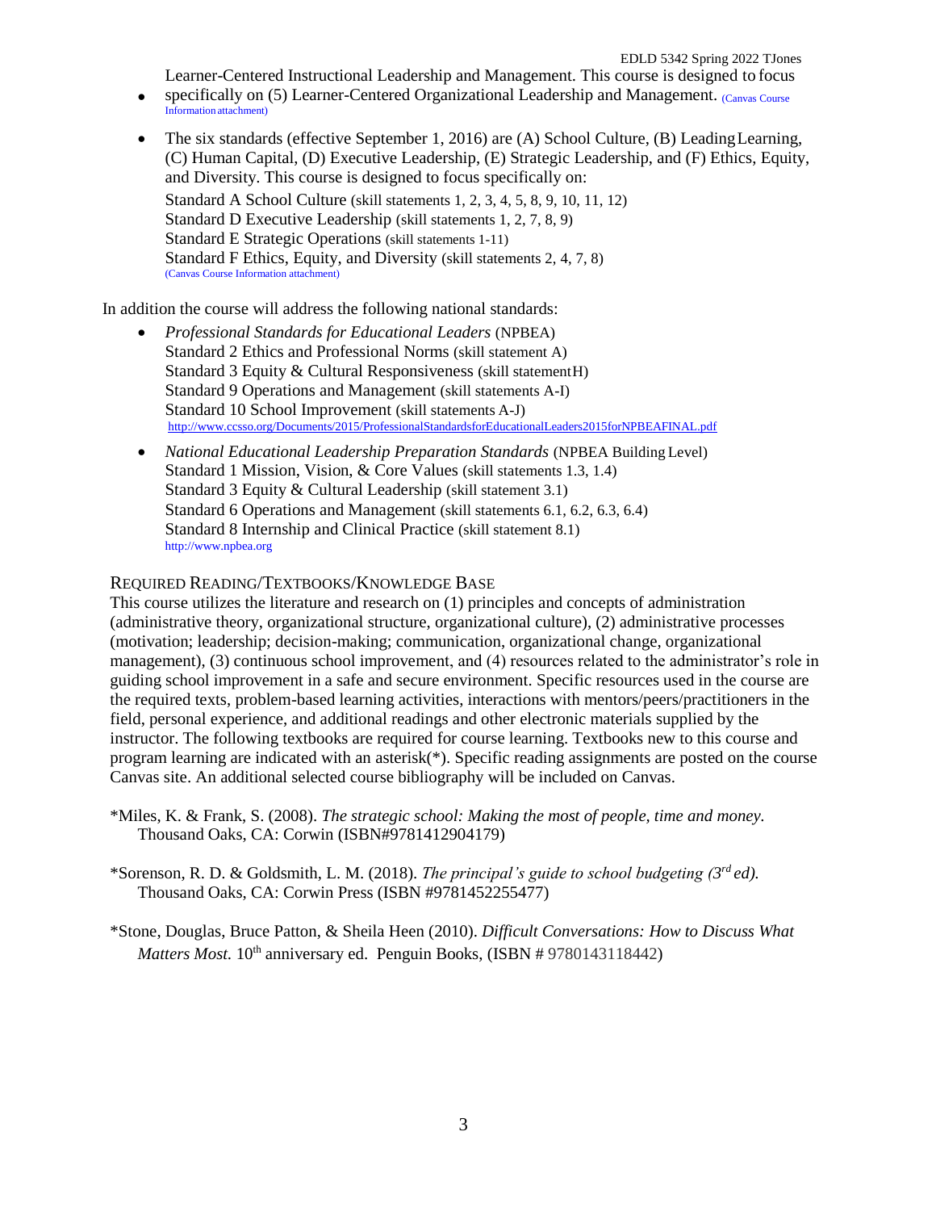Learner-Centered Instructional Leadership and Management. This course is designed to focus

- specifically on (5) Learner-Centered Organizational Leadership and Management. (Canvas Course Information attachment)

- The six standards (effective September 1, 2016) are (A) School Culture, (B) Leading Learning, (C) Human Capital, (D) Executive Leadership, (E) Strategic Leadership, and (F) Ethics, Equity, and Diversity. This course is designed to focus specifically on:
  Standard A School Culture (skill statements 1, 2, 3, 4, 5, 8, 9, 10, 11, 12)
  Standard D Executive Leadership (skill statements 1, 2, 7, 8, 9)
  Standard E Strategic Operations (skill statements 1-11)
  Standard F Ethics, Equity, and Diversity (skill statements 2, 4, 7, 8)
  (Canvas Course Information attachment)

In addition the course will address the following national standards:

- *Professional Standards for Educational Leaders* (NPBEA)
  Standard 2 Ethics and Professional Norms (skill statement A)
  Standard 3 Equity & Cultural Responsiveness (skill statement H)
  Standard 9 Operations and Management (skill statements A-I)
  Standard 10 School Improvement (skill statements A-J)
  http://www.ccsso.org/Documents/2015/ProfessionalStandardsforEducationalLeaders2015forNPBEAFINAL.pdf

- *National Educational Leadership Preparation Standards* (NPBEA Building Level)
  Standard 1 Mission, Vision, & Core Values (skill statements 1.3, 1.4)
  Standard 3 Equity & Cultural Leadership (skill statement 3.1)
  Standard 6 Operations and Management (skill statements 6.1, 6.2, 6.3, 6.4)
  Standard 8 Internship and Clinical Practice (skill statement 8.1)
  http://www.npbea.org

## Required Reading/Textbooks/Knowledge Base

This course utilizes the literature and research on (1) principles and concepts of administration (administrative theory, organizational structure, organizational culture), (2) administrative processes (motivation; leadership; decision-making; communication, organizational change, organizational management), (3) continuous school improvement, and (4) resources related to the administrator's role in guiding school improvement in a safe and secure environment. Specific resources used in the course are the required texts, problem-based learning activities, interactions with mentors/peers/practitioners in the field, personal experience, and additional readings and other electronic materials supplied by the instructor. The following textbooks are required for course learning. Textbooks new to this course and program learning are indicated with an asterisk(*). Specific reading assignments are posted on the course Canvas site. An additional selected course bibliography will be included on Canvas.

*Miles, K. & Frank, S. (2008). *The strategic school: Making the most of people, time and money.* Thousand Oaks, CA: Corwin (ISBN#9781412904179)

*Sorenson, R. D. & Goldsmith, L. M. (2018). *The principal's guide to school budgeting (3rd ed).* Thousand Oaks, CA: Corwin Press (ISBN #9781452255477)

*Stone, Douglas, Bruce Patton, & Sheila Heen (2010). *Difficult Conversations: How to Discuss What Matters Most.* 10th anniversary ed. Penguin Books, (ISBN # 9780143118442)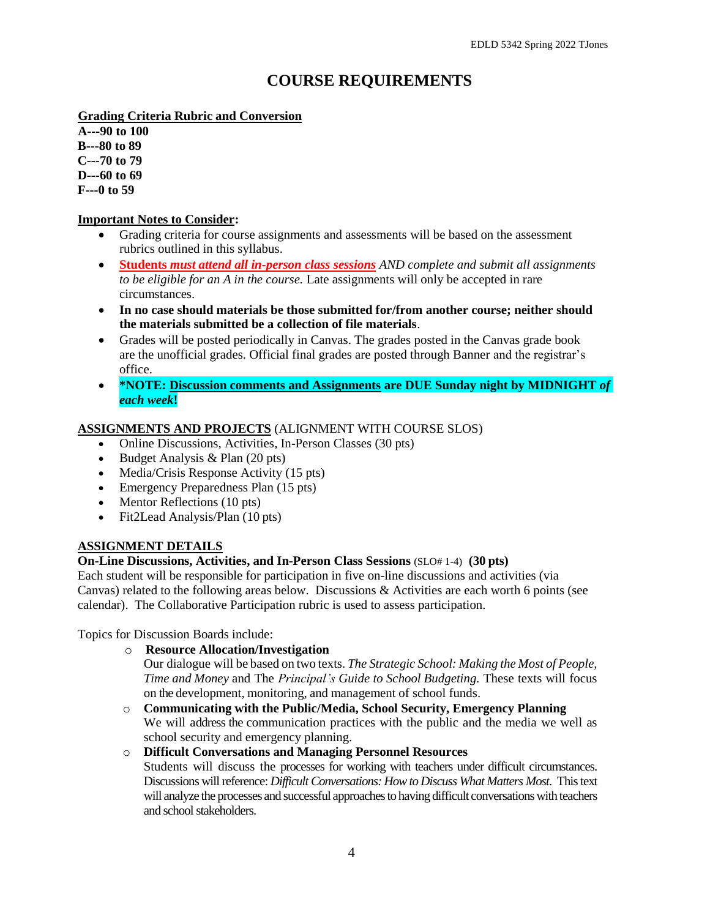# COURSE REQUIREMENTS

**Grading Criteria Rubric and Conversion**

**A---90 to 100**
**B---80 to 89**
**C---70 to 79**
**D---60 to 69**
**F---0 to 59**

**Important Notes to Consider:**

- Grading criteria for course assignments and assessments will be based on the assessment rubrics outlined in this syllabus.
- ***Students must attend all in-person class sessions*** *AND complete and submit all assignments to be eligible for an A in the course.* Late assignments will only be accepted in rare circumstances.
- **In no case should materials be those submitted for/from another course; neither should the materials submitted be a collection of file materials**.
- Grades will be posted periodically in Canvas. The grades posted in the Canvas grade book are the unofficial grades. Official final grades are posted through Banner and the registrar's office.
- **\*NOTE: Discussion comments and Assignments are DUE Sunday night by MIDNIGHT *of each week*!**

**ASSIGNMENTS AND PROJECTS** (ALIGNMENT WITH COURSE SLOS)

- Online Discussions, Activities, In-Person Classes (30 pts)
- Budget Analysis & Plan (20 pts)
- Media/Crisis Response Activity (15 pts)
- Emergency Preparedness Plan (15 pts)
- Mentor Reflections (10 pts)
- Fit2Lead Analysis/Plan (10 pts)

**ASSIGNMENT DETAILS**

**On-Line Discussions, Activities, and In-Person Class Sessions** (SLO# 1-4) **(30 pts)**
Each student will be responsible for participation in five on-line discussions and activities (via Canvas) related to the following areas below. Discussions & Activities are each worth 6 points (see calendar). The Collaborative Participation rubric is used to assess participation.

Topics for Discussion Boards include:

- **Resource Allocation/Investigation**
  Our dialogue will be based on two texts. *The Strategic School: Making the Most of People, Time and Money* and The *Principal's Guide to School Budgeting.* These texts will focus on the development, monitoring, and management of school funds.
- **Communicating with the Public/Media, School Security, Emergency Planning**
  We will address the communication practices with the public and the media we well as school security and emergency planning.
- **Difficult Conversations and Managing Personnel Resources**
  Students will discuss the processes for working with teachers under difficult circumstances. Discussions will reference: *Difficult Conversations: How to Discuss What Matters Most.* This text will analyze the processes and successful approaches to having difficult conversations with teachers and school stakeholders.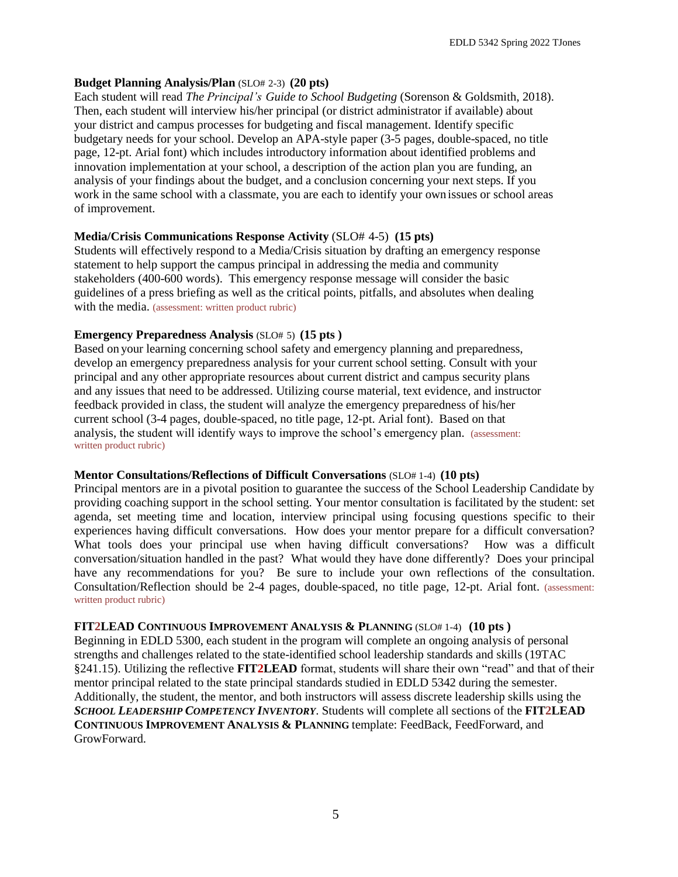**Budget Planning Analysis/Plan** (SLO# 2-3) **(20 pts)**
Each student will read *The Principal's Guide to School Budgeting* (Sorenson & Goldsmith, 2018). Then, each student will interview his/her principal (or district administrator if available) about your district and campus processes for budgeting and fiscal management. Identify specific budgetary needs for your school. Develop an APA-style paper (3-5 pages, double-spaced, no title page, 12-pt. Arial font) which includes introductory information about identified problems and innovation implementation at your school, a description of the action plan you are funding, an analysis of your findings about the budget, and a conclusion concerning your next steps. If you work in the same school with a classmate, you are each to identify your own issues or school areas of improvement.

**Media/Crisis Communications Response Activity** (SLO# 4-5) **(15 pts)**
Students will effectively respond to a Media/Crisis situation by drafting an emergency response statement to help support the campus principal in addressing the media and community stakeholders (400-600 words). This emergency response message will consider the basic guidelines of a press briefing as well as the critical points, pitfalls, and absolutes when dealing with the media. (assessment: written product rubric)

**Emergency Preparedness Analysis** (SLO# 5) **(15 pts )**
Based on your learning concerning school safety and emergency planning and preparedness, develop an emergency preparedness analysis for your current school setting. Consult with your principal and any other appropriate resources about current district and campus security plans and any issues that need to be addressed. Utilizing course material, text evidence, and instructor feedback provided in class, the student will analyze the emergency preparedness of his/her current school (3-4 pages, double-spaced, no title page, 12-pt. Arial font). Based on that analysis, the student will identify ways to improve the school's emergency plan. (assessment: written product rubric)

**Mentor Consultations/Reflections of Difficult Conversations** (SLO# 1-4) **(10 pts)**
Principal mentors are in a pivotal position to guarantee the success of the School Leadership Candidate by providing coaching support in the school setting. Your mentor consultation is facilitated by the student: set agenda, set meeting time and location, interview principal using focusing questions specific to their experiences having difficult conversations. How does your mentor prepare for a difficult conversation? What tools does your principal use when having difficult conversations? How was a difficult conversation/situation handled in the past? What would they have done differently? Does your principal have any recommendations for you? Be sure to include your own reflections of the consultation. Consultation/Reflection should be 2-4 pages, double-spaced, no title page, 12-pt. Arial font. (assessment: written product rubric)

**FIT2LEAD CONTINUOUS IMPROVEMENT ANALYSIS & PLANNING** (SLO# 1-4) **(10 pts )**
Beginning in EDLD 5300, each student in the program will complete an ongoing analysis of personal strengths and challenges related to the state-identified school leadership standards and skills (19TAC §241.15). Utilizing the reflective **FIT2LEAD** format, students will share their own "read" and that of their mentor principal related to the state principal standards studied in EDLD 5342 during the semester. Additionally, the student, the mentor, and both instructors will assess discrete leadership skills using the ***SCHOOL LEADERSHIP COMPETENCY INVENTORY***. Students will complete all sections of the **FIT2LEAD CONTINUOUS IMPROVEMENT ANALYSIS & PLANNING** template: FeedBack, FeedForward, and GrowForward.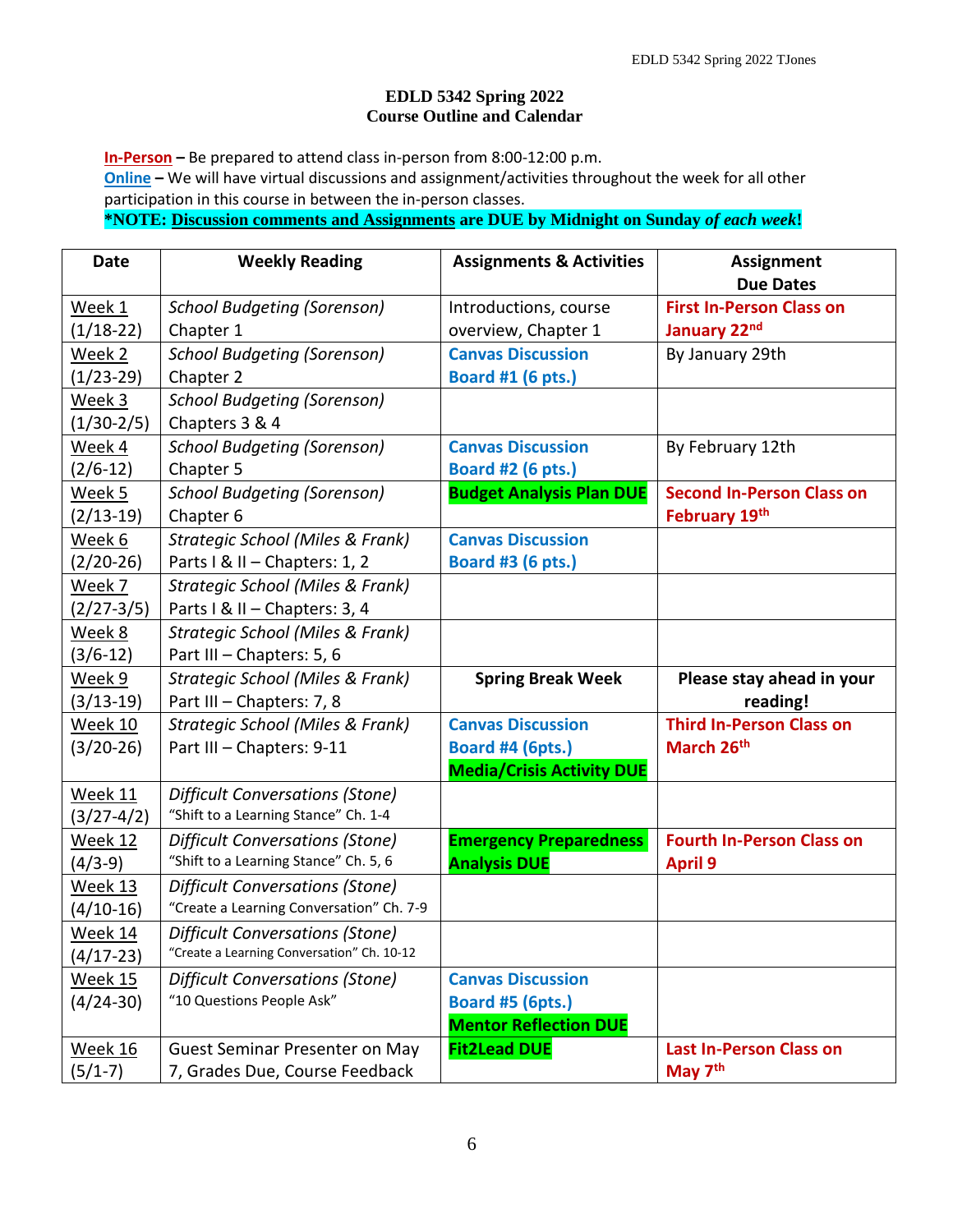**EDLD 5342 Spring 2022**
**Course Outline and Calendar**

**In-Person** – Be prepared to attend class in-person from 8:00-12:00 p.m.
**Online** – We will have virtual discussions and assignment/activities throughout the week for all other participation in this course in between the in-person classes.
**\*NOTE: Discussion comments and Assignments are DUE by Midnight on Sunday *of each week*!**

| Date | Weekly Reading | Assignments & Activities | Assignment Due Dates |
|---|---|---|---|
| Week 1 (1/18-22) | *School Budgeting (Sorenson)* Chapter 1 | Introductions, course overview, Chapter 1 | **First In-Person Class on January 22nd** |
| Week 2 (1/23-29) | *School Budgeting (Sorenson)* Chapter 2 | **Canvas Discussion Board #1 (6 pts.)** | By January 29th |
| Week 3 (1/30-2/5) | *School Budgeting (Sorenson)* Chapters 3 & 4 | | |
| Week 4 (2/6-12) | *School Budgeting (Sorenson)* Chapter 5 | **Canvas Discussion Board #2 (6 pts.)** | By February 12th |
| Week 5 (2/13-19) | *School Budgeting (Sorenson)* Chapter 6 | **Budget Analysis Plan DUE** | **Second In-Person Class on February 19th** |
| Week 6 (2/20-26) | *Strategic School (Miles & Frank)* Parts I & II – Chapters: 1, 2 | **Canvas Discussion Board #3 (6 pts.)** | |
| Week 7 (2/27-3/5) | *Strategic School (Miles & Frank)* Parts I & II – Chapters: 3, 4 | | |
| Week 8 (3/6-12) | *Strategic School (Miles & Frank)* Part III – Chapters: 5, 6 | | |
| Week 9 (3/13-19) | *Strategic School (Miles & Frank)* Part III – Chapters: 7, 8 | **Spring Break Week** | **Please stay ahead in your reading!** |
| Week 10 (3/20-26) | *Strategic School (Miles & Frank)* Part III – Chapters: 9-11 | **Canvas Discussion Board #4 (6pts.)** **Media/Crisis Activity DUE** | **Third In-Person Class on March 26th** |
| Week 11 (3/27-4/2) | *Difficult Conversations (Stone)* "Shift to a Learning Stance" Ch. 1-4 | | |
| Week 12 (4/3-9) | *Difficult Conversations (Stone)* "Shift to a Learning Stance" Ch. 5, 6 | **Emergency Preparedness Analysis DUE** | **Fourth In-Person Class on April 9** |
| Week 13 (4/10-16) | *Difficult Conversations (Stone)* "Create a Learning Conversation" Ch. 7-9 | | |
| Week 14 (4/17-23) | *Difficult Conversations (Stone)* "Create a Learning Conversation" Ch. 10-12 | | |
| Week 15 (4/24-30) | *Difficult Conversations (Stone)* "10 Questions People Ask" | **Canvas Discussion Board #5 (6pts.)** **Mentor Reflection DUE** | |
| Week 16 (5/1-7) | Guest Seminar Presenter on May 7, Grades Due, Course Feedback | **Fit2Lead DUE** | **Last In-Person Class on May 7th** |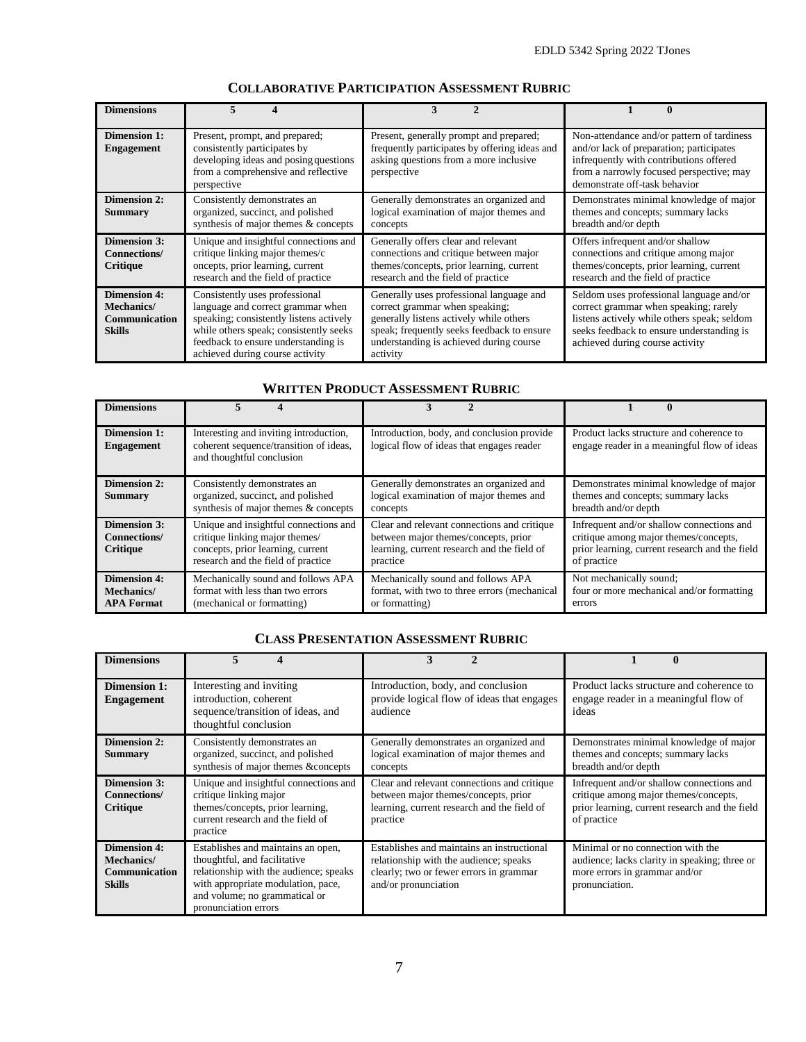## COLLABORATIVE PARTICIPATION ASSESSMENT RUBRIC

| Dimensions | 5 4 | 3 2 | 1 0 |
|---|---|---|---|
| **Dimension 1: Engagement** | Present, prompt, and prepared; consistently participates by developing ideas and posing questions from a comprehensive and reflective perspective | Present, generally prompt and prepared; frequently participates by offering ideas and asking questions from a more inclusive perspective | Non-attendance and/or pattern of tardiness and/or lack of preparation; participates infrequently with contributions offered from a narrowly focused perspective; may demonstrate off-task behavior |
| **Dimension 2: Summary** | Consistently demonstrates an organized, succinct, and polished synthesis of major themes & concepts | Generally demonstrates an organized and logical examination of major themes and concepts | Demonstrates minimal knowledge of major themes and concepts; summary lacks breadth and/or depth |
| **Dimension 3: Connections/ Critique** | Unique and insightful connections and critique linking major themes/c oncepts, prior learning, current research and the field of practice | Generally offers clear and relevant connections and critique between major themes/concepts, prior learning, current research and the field of practice | Offers infrequent and/or shallow connections and critique among major themes/concepts, prior learning, current research and the field of practice |
| **Dimension 4: Mechanics/ Communication Skills** | Consistently uses professional language and correct grammar when speaking; consistently listens actively while others speak; consistently seeks feedback to ensure understanding is achieved during course activity | Generally uses professional language and correct grammar when speaking; generally listens actively while others speak; frequently seeks feedback to ensure understanding is achieved during course activity | Seldom uses professional language and/or correct grammar when speaking; rarely listens actively while others speak; seldom seeks feedback to ensure understanding is achieved during course activity |

## WRITTEN PRODUCT ASSESSMENT RUBRIC

| Dimensions | 5 4 | 3 2 | 1 0 |
|---|---|---|---|
| **Dimension 1: Engagement** | Interesting and inviting introduction, coherent sequence/transition of ideas, and thoughtful conclusion | Introduction, body, and conclusion provide logical flow of ideas that engages reader | Product lacks structure and coherence to engage reader in a meaningful flow of ideas |
| **Dimension 2: Summary** | Consistently demonstrates an organized, succinct, and polished synthesis of major themes & concepts | Generally demonstrates an organized and logical examination of major themes and concepts | Demonstrates minimal knowledge of major themes and concepts; summary lacks breadth and/or depth |
| **Dimension 3: Connections/ Critique** | Unique and insightful connections and critique linking major themes/ concepts, prior learning, current research and the field of practice | Clear and relevant connections and critique between major themes/concepts, prior learning, current research and the field of practice | Infrequent and/or shallow connections and critique among major themes/concepts, prior learning, current research and the field of practice |
| **Dimension 4: Mechanics/ APA Format** | Mechanically sound and follows APA format with less than two errors (mechanical or formatting) | Mechanically sound and follows APA format, with two to three errors (mechanical or formatting) | Not mechanically sound; four or more mechanical and/or formatting errors |

## CLASS PRESENTATION ASSESSMENT RUBRIC

| Dimensions | 5 4 | 3 2 | 1 0 |
|---|---|---|---|
| **Dimension 1: Engagement** | Interesting and inviting introduction, coherent sequence/transition of ideas, and thoughtful conclusion | Introduction, body, and conclusion provide logical flow of ideas that engages audience | Product lacks structure and coherence to engage reader in a meaningful flow of ideas |
| **Dimension 2: Summary** | Consistently demonstrates an organized, succinct, and polished synthesis of major themes &concepts | Generally demonstrates an organized and logical examination of major themes and concepts | Demonstrates minimal knowledge of major themes and concepts; summary lacks breadth and/or depth |
| **Dimension 3: Connections/ Critique** | Unique and insightful connections and critique linking major themes/concepts, prior learning, current research and the field of practice | Clear and relevant connections and critique between major themes/concepts, prior learning, current research and the field of practice | Infrequent and/or shallow connections and critique among major themes/concepts, prior learning, current research and the field of practice |
| **Dimension 4: Mechanics/ Communication Skills** | Establishes and maintains an open, thoughtful, and facilitative relationship with the audience; speaks with appropriate modulation, pace, and volume; no grammatical or pronunciation errors | Establishes and maintains an instructional relationship with the audience; speaks clearly; two or fewer errors in grammar and/or pronunciation | Minimal or no connection with the audience; lacks clarity in speaking; three or more errors in grammar and/or pronunciation. |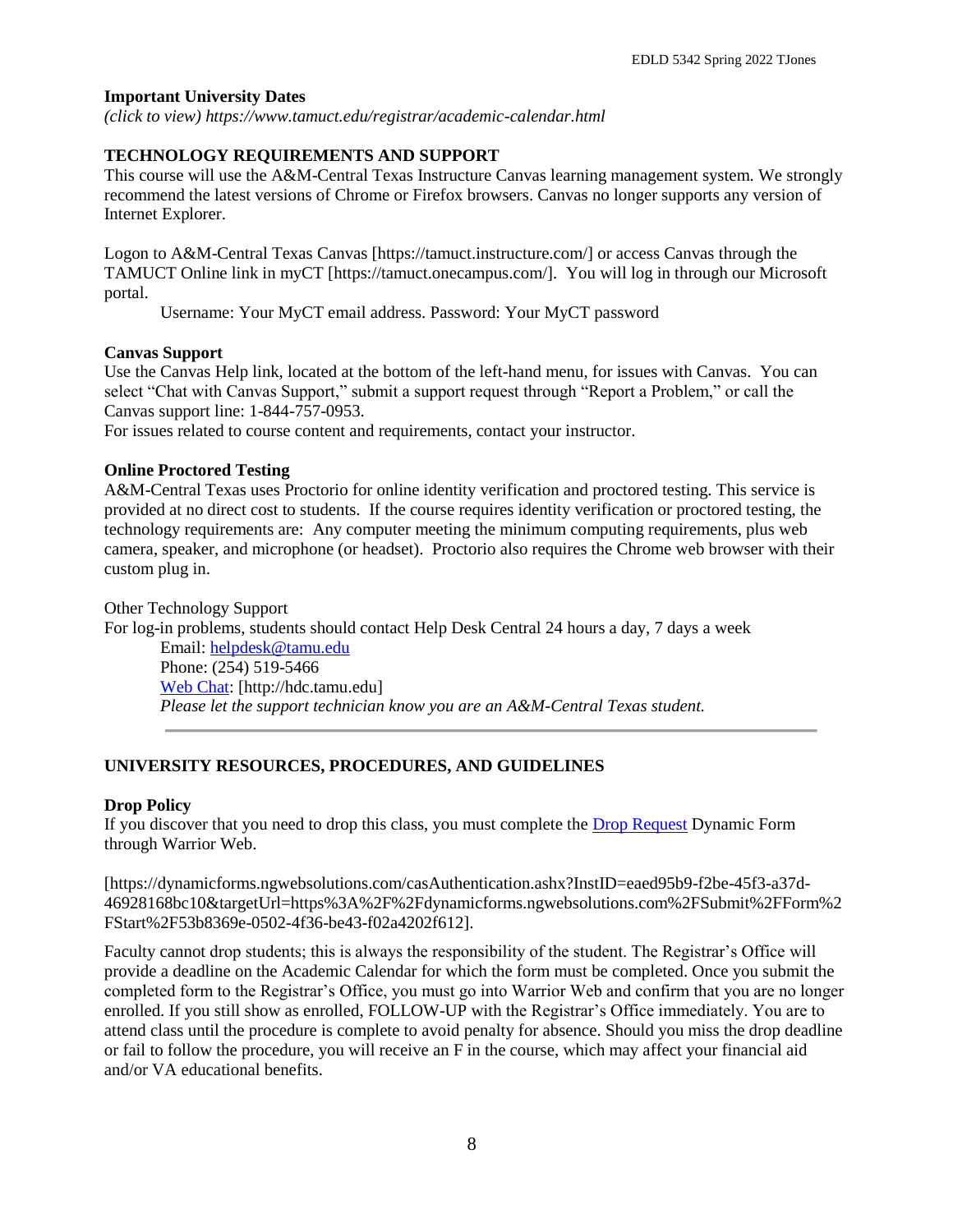**Important University Dates**

*(click to view) https://www.tamuct.edu/registrar/academic-calendar.html*

## TECHNOLOGY REQUIREMENTS AND SUPPORT

This course will use the A&M-Central Texas Instructure Canvas learning management system. We strongly recommend the latest versions of Chrome or Firefox browsers. Canvas no longer supports any version of Internet Explorer.

Logon to A&M-Central Texas Canvas [https://tamuct.instructure.com/] or access Canvas through the TAMUCT Online link in myCT [https://tamuct.onecampus.com/]. You will log in through our Microsoft portal.

Username: Your MyCT email address. Password: Your MyCT password

**Canvas Support**

Use the Canvas Help link, located at the bottom of the left-hand menu, for issues with Canvas. You can select "Chat with Canvas Support," submit a support request through "Report a Problem," or call the Canvas support line: 1-844-757-0953.

For issues related to course content and requirements, contact your instructor.

**Online Proctored Testing**

A&M-Central Texas uses Proctorio for online identity verification and proctored testing. This service is provided at no direct cost to students. If the course requires identity verification or proctored testing, the technology requirements are: Any computer meeting the minimum computing requirements, plus web camera, speaker, and microphone (or headset). Proctorio also requires the Chrome web browser with their custom plug in.

Other Technology Support

For log-in problems, students should contact Help Desk Central 24 hours a day, 7 days a week

Email: helpdesk@tamu.edu
Phone: (254) 519-5466
Web Chat: [http://hdc.tamu.edu]
*Please let the support technician know you are an A&M-Central Texas student.*

---

## UNIVERSITY RESOURCES, PROCEDURES, AND GUIDELINES

**Drop Policy**

If you discover that you need to drop this class, you must complete the Drop Request Dynamic Form through Warrior Web.

[https://dynamicforms.ngwebsolutions.com/casAuthentication.ashx?InstID=eaed95b9-f2be-45f3-a37d-46928168bc10&targetUrl=https%3A%2F%2Fdynamicforms.ngwebsolutions.com%2FSubmit%2FForm%2FStart%2F53b8369e-0502-4f36-be43-f02a4202f612].

Faculty cannot drop students; this is always the responsibility of the student. The Registrar's Office will provide a deadline on the Academic Calendar for which the form must be completed. Once you submit the completed form to the Registrar's Office, you must go into Warrior Web and confirm that you are no longer enrolled. If you still show as enrolled, FOLLOW-UP with the Registrar's Office immediately. You are to attend class until the procedure is complete to avoid penalty for absence. Should you miss the drop deadline or fail to follow the procedure, you will receive an F in the course, which may affect your financial aid and/or VA educational benefits.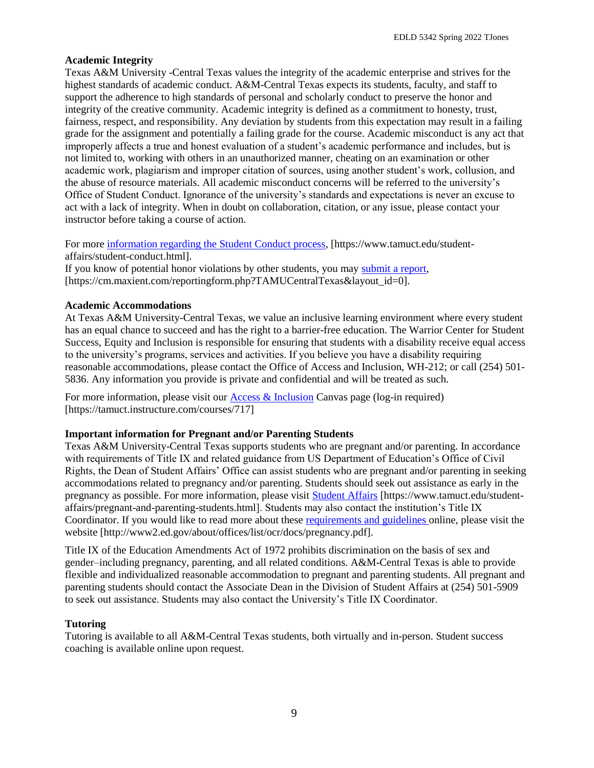**Academic Integrity**

Texas A&M University -Central Texas values the integrity of the academic enterprise and strives for the highest standards of academic conduct. A&M-Central Texas expects its students, faculty, and staff to support the adherence to high standards of personal and scholarly conduct to preserve the honor and integrity of the creative community. Academic integrity is defined as a commitment to honesty, trust, fairness, respect, and responsibility. Any deviation by students from this expectation may result in a failing grade for the assignment and potentially a failing grade for the course. Academic misconduct is any act that improperly affects a true and honest evaluation of a student's academic performance and includes, but is not limited to, working with others in an unauthorized manner, cheating on an examination or other academic work, plagiarism and improper citation of sources, using another student's work, collusion, and the abuse of resource materials. All academic misconduct concerns will be referred to the university's Office of Student Conduct. Ignorance of the university's standards and expectations is never an excuse to act with a lack of integrity. When in doubt on collaboration, citation, or any issue, please contact your instructor before taking a course of action.

For more information regarding the Student Conduct process, [https://www.tamuct.edu/student-affairs/student-conduct.html].
If you know of potential honor violations by other students, you may submit a report, [https://cm.maxient.com/reportingform.php?TAMUCentralTexas&layout_id=0].

**Academic Accommodations**

At Texas A&M University-Central Texas, we value an inclusive learning environment where every student has an equal chance to succeed and has the right to a barrier-free education. The Warrior Center for Student Success, Equity and Inclusion is responsible for ensuring that students with a disability receive equal access to the university's programs, services and activities. If you believe you have a disability requiring reasonable accommodations, please contact the Office of Access and Inclusion, WH-212; or call (254) 501-5836. Any information you provide is private and confidential and will be treated as such.

For more information, please visit our Access & Inclusion Canvas page (log-in required) [https://tamuct.instructure.com/courses/717]

**Important information for Pregnant and/or Parenting Students**

Texas A&M University-Central Texas supports students who are pregnant and/or parenting. In accordance with requirements of Title IX and related guidance from US Department of Education's Office of Civil Rights, the Dean of Student Affairs' Office can assist students who are pregnant and/or parenting in seeking accommodations related to pregnancy and/or parenting. Students should seek out assistance as early in the pregnancy as possible. For more information, please visit Student Affairs [https://www.tamuct.edu/student-affairs/pregnant-and-parenting-students.html]. Students may also contact the institution's Title IX Coordinator. If you would like to read more about these requirements and guidelines online, please visit the website [http://www2.ed.gov/about/offices/list/ocr/docs/pregnancy.pdf].

Title IX of the Education Amendments Act of 1972 prohibits discrimination on the basis of sex and gender–including pregnancy, parenting, and all related conditions. A&M-Central Texas is able to provide flexible and individualized reasonable accommodation to pregnant and parenting students. All pregnant and parenting students should contact the Associate Dean in the Division of Student Affairs at (254) 501-5909 to seek out assistance. Students may also contact the University's Title IX Coordinator.

**Tutoring**

Tutoring is available to all A&M-Central Texas students, both virtually and in-person. Student success coaching is available online upon request.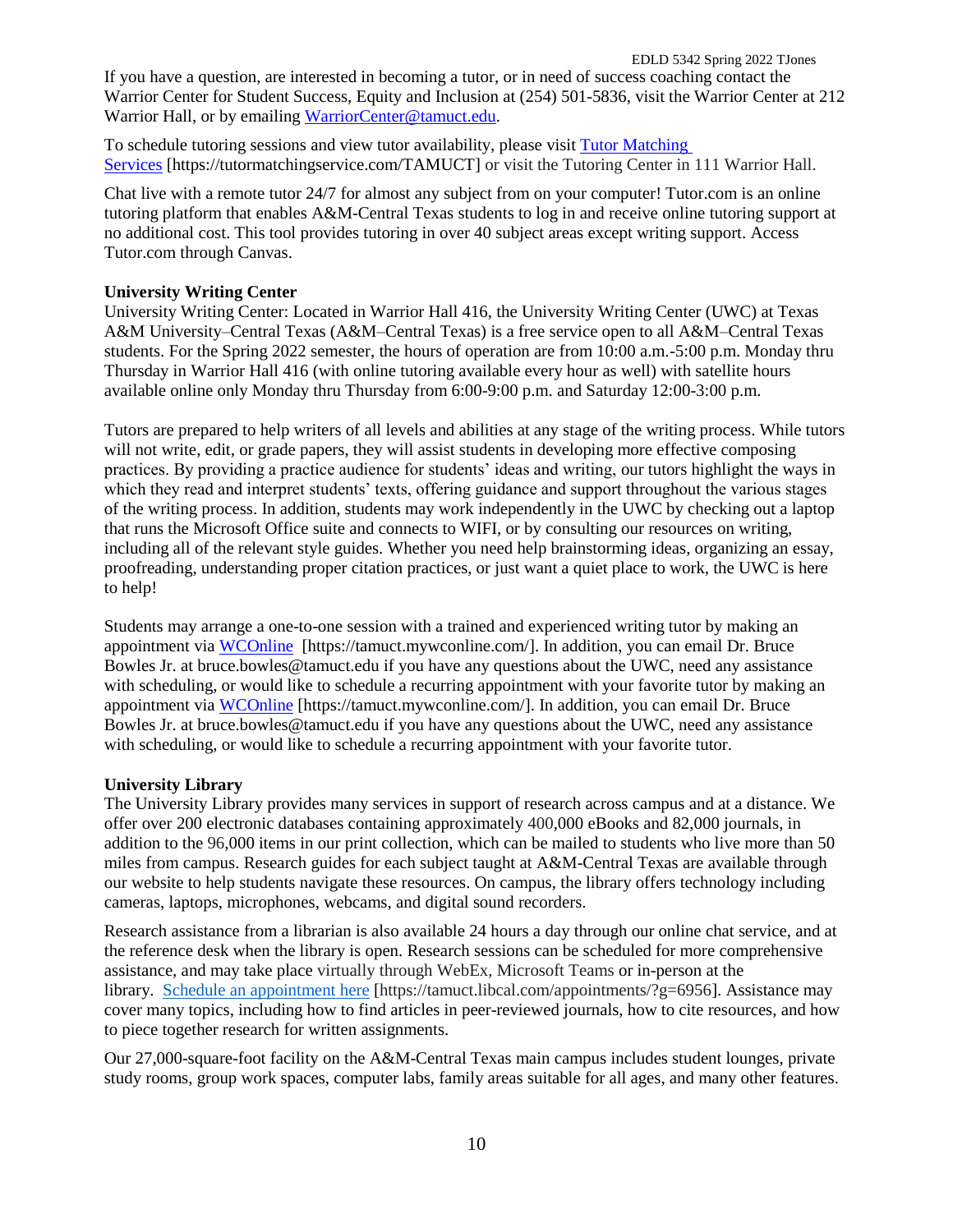If you have a question, are interested in becoming a tutor, or in need of success coaching contact the Warrior Center for Student Success, Equity and Inclusion at (254) 501-5836, visit the Warrior Center at 212 Warrior Hall, or by emailing WarriorCenter@tamuct.edu.

To schedule tutoring sessions and view tutor availability, please visit Tutor Matching Services [https://tutormatchingservice.com/TAMUCT] or visit the Tutoring Center in 111 Warrior Hall.

Chat live with a remote tutor 24/7 for almost any subject from on your computer! Tutor.com is an online tutoring platform that enables A&M-Central Texas students to log in and receive online tutoring support at no additional cost. This tool provides tutoring in over 40 subject areas except writing support. Access Tutor.com through Canvas.

**University Writing Center**

University Writing Center: Located in Warrior Hall 416, the University Writing Center (UWC) at Texas A&M University–Central Texas (A&M–Central Texas) is a free service open to all A&M–Central Texas students. For the Spring 2022 semester, the hours of operation are from 10:00 a.m.-5:00 p.m. Monday thru Thursday in Warrior Hall 416 (with online tutoring available every hour as well) with satellite hours available online only Monday thru Thursday from 6:00-9:00 p.m. and Saturday 12:00-3:00 p.m.

Tutors are prepared to help writers of all levels and abilities at any stage of the writing process. While tutors will not write, edit, or grade papers, they will assist students in developing more effective composing practices. By providing a practice audience for students' ideas and writing, our tutors highlight the ways in which they read and interpret students' texts, offering guidance and support throughout the various stages of the writing process. In addition, students may work independently in the UWC by checking out a laptop that runs the Microsoft Office suite and connects to WIFI, or by consulting our resources on writing, including all of the relevant style guides. Whether you need help brainstorming ideas, organizing an essay, proofreading, understanding proper citation practices, or just want a quiet place to work, the UWC is here to help!

Students may arrange a one-to-one session with a trained and experienced writing tutor by making an appointment via WCOnline [https://tamuct.mywconline.com/]. In addition, you can email Dr. Bruce Bowles Jr. at bruce.bowles@tamuct.edu if you have any questions about the UWC, need any assistance with scheduling, or would like to schedule a recurring appointment with your favorite tutor by making an appointment via WCOnline [https://tamuct.mywconline.com/]. In addition, you can email Dr. Bruce Bowles Jr. at bruce.bowles@tamuct.edu if you have any questions about the UWC, need any assistance with scheduling, or would like to schedule a recurring appointment with your favorite tutor.

**University Library**

The University Library provides many services in support of research across campus and at a distance. We offer over 200 electronic databases containing approximately 400,000 eBooks and 82,000 journals, in addition to the 96,000 items in our print collection, which can be mailed to students who live more than 50 miles from campus. Research guides for each subject taught at A&M-Central Texas are available through our website to help students navigate these resources. On campus, the library offers technology including cameras, laptops, microphones, webcams, and digital sound recorders.

Research assistance from a librarian is also available 24 hours a day through our online chat service, and at the reference desk when the library is open. Research sessions can be scheduled for more comprehensive assistance, and may take place virtually through WebEx, Microsoft Teams or in-person at the library. Schedule an appointment here [https://tamuct.libcal.com/appointments/?g=6956]. Assistance may cover many topics, including how to find articles in peer-reviewed journals, how to cite resources, and how to piece together research for written assignments.

Our 27,000-square-foot facility on the A&M-Central Texas main campus includes student lounges, private study rooms, group work spaces, computer labs, family areas suitable for all ages, and many other features.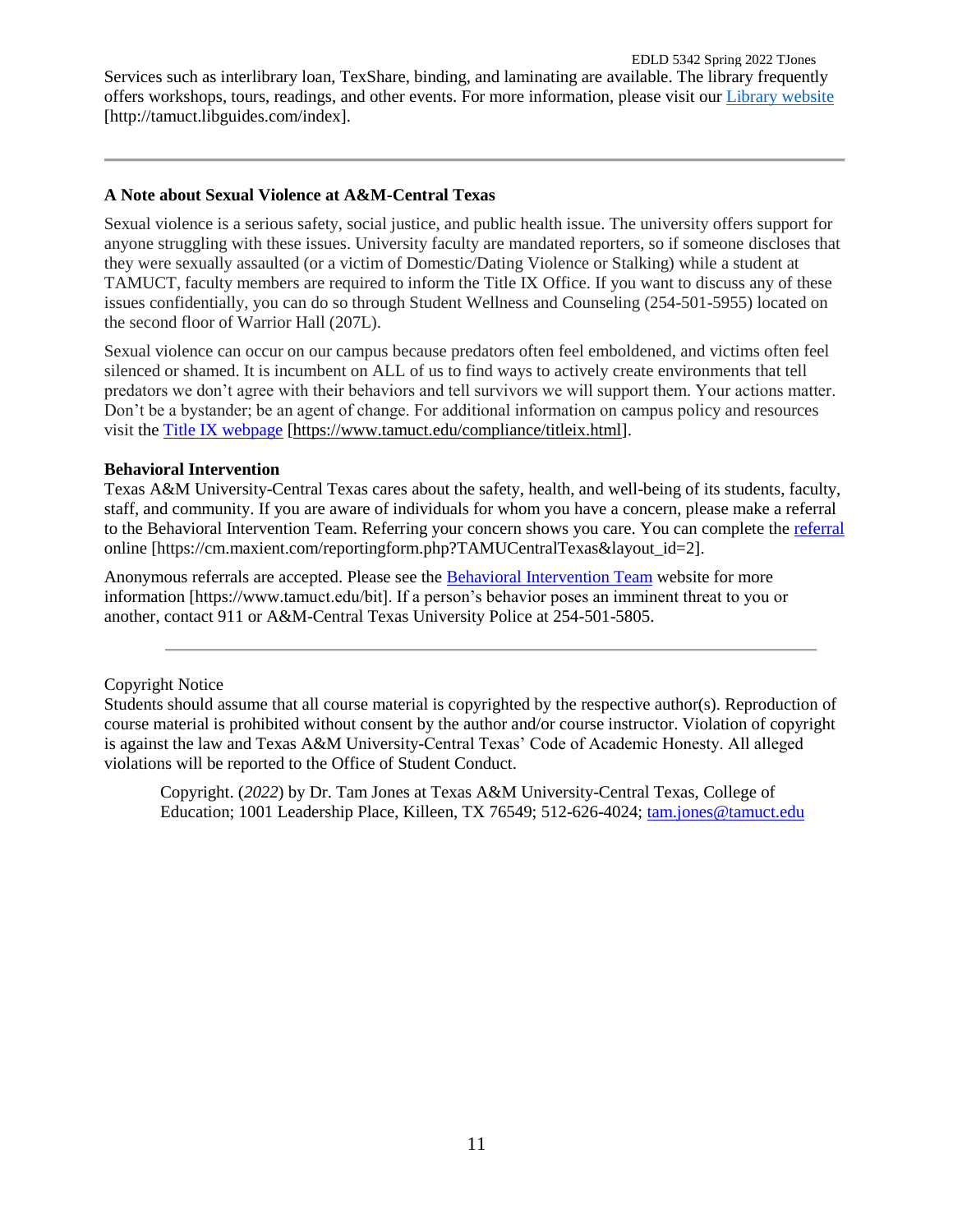Services such as interlibrary loan, TexShare, binding, and laminating are available. The library frequently offers workshops, tours, readings, and other events. For more information, please visit our Library website [http://tamuct.libguides.com/index].

---

**A Note about Sexual Violence at A&M-Central Texas**

Sexual violence is a serious safety, social justice, and public health issue. The university offers support for anyone struggling with these issues. University faculty are mandated reporters, so if someone discloses that they were sexually assaulted (or a victim of Domestic/Dating Violence or Stalking) while a student at TAMUCT, faculty members are required to inform the Title IX Office. If you want to discuss any of these issues confidentially, you can do so through Student Wellness and Counseling (254-501-5955) located on the second floor of Warrior Hall (207L).

Sexual violence can occur on our campus because predators often feel emboldened, and victims often feel silenced or shamed. It is incumbent on ALL of us to find ways to actively create environments that tell predators we don't agree with their behaviors and tell survivors we will support them. Your actions matter. Don't be a bystander; be an agent of change. For additional information on campus policy and resources visit the Title IX webpage [https://www.tamuct.edu/compliance/titleix.html].

**Behavioral Intervention**

Texas A&M University-Central Texas cares about the safety, health, and well-being of its students, faculty, staff, and community. If you are aware of individuals for whom you have a concern, please make a referral to the Behavioral Intervention Team. Referring your concern shows you care. You can complete the referral online [https://cm.maxient.com/reportingform.php?TAMUCentralTexas&layout_id=2].

Anonymous referrals are accepted. Please see the Behavioral Intervention Team website for more information [https://www.tamuct.edu/bit]. If a person's behavior poses an imminent threat to you or another, contact 911 or A&M-Central Texas University Police at 254-501-5805.

---

Copyright Notice

Students should assume that all course material is copyrighted by the respective author(s). Reproduction of course material is prohibited without consent by the author and/or course instructor. Violation of copyright is against the law and Texas A&M University-Central Texas' Code of Academic Honesty. All alleged violations will be reported to the Office of Student Conduct.

> Copyright. (*2022*) by Dr. Tam Jones at Texas A&M University-Central Texas, College of Education; 1001 Leadership Place, Killeen, TX 76549; 512-626-4024; tam.jones@tamuct.edu